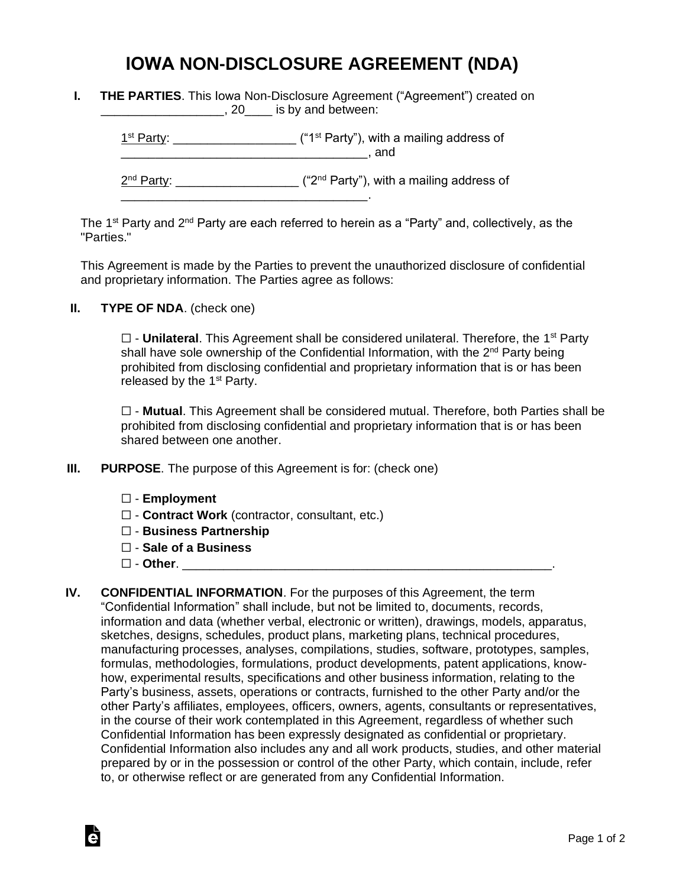# IOWA NON-DISCLOSURE AGREEMENT (NDA)

**I. THE PARTIES**. This Iowa Non-Disclosure Agreement ("Agreement") created on __________________, 20____ is by and between:

1st Party: _________________ ("1st Party"), with a mailing address of ____________________________________, and

2nd Party: _________________ ("2nd Party"), with a mailing address of ____________________________________.

The 1st Party and 2nd Party are each referred to herein as a "Party" and, collectively, as the "Parties."

This Agreement is made by the Parties to prevent the unauthorized disclosure of confidential and proprietary information. The Parties agree as follows:

**II. TYPE OF NDA**. (check one)

☐ - **Unilateral**. This Agreement shall be considered unilateral. Therefore, the 1st Party shall have sole ownership of the Confidential Information, with the 2nd Party being prohibited from disclosing confidential and proprietary information that is or has been released by the 1st Party.

☐ - **Mutual**. This Agreement shall be considered mutual. Therefore, both Parties shall be prohibited from disclosing confidential and proprietary information that is or has been shared between one another.

**III. PURPOSE**. The purpose of this Agreement is for: (check one)

☐ - **Employment**
☐ - **Contract Work** (contractor, consultant, etc.)
☐ - **Business Partnership**
☐ - **Sale of a Business**
☐ - **Other**. ________________________________________________________.

**IV. CONFIDENTIAL INFORMATION**. For the purposes of this Agreement, the term "Confidential Information" shall include, but not be limited to, documents, records, information and data (whether verbal, electronic or written), drawings, models, apparatus, sketches, designs, schedules, product plans, marketing plans, technical procedures, manufacturing processes, analyses, compilations, studies, software, prototypes, samples, formulas, methodologies, formulations, product developments, patent applications, know-how, experimental results, specifications and other business information, relating to the Party's business, assets, operations or contracts, furnished to the other Party and/or the other Party's affiliates, employees, officers, owners, agents, consultants or representatives, in the course of their work contemplated in this Agreement, regardless of whether such Confidential Information has been expressly designated as confidential or proprietary. Confidential Information also includes any and all work products, studies, and other material prepared by or in the possession or control of the other Party, which contain, include, refer to, or otherwise reflect or are generated from any Confidential Information.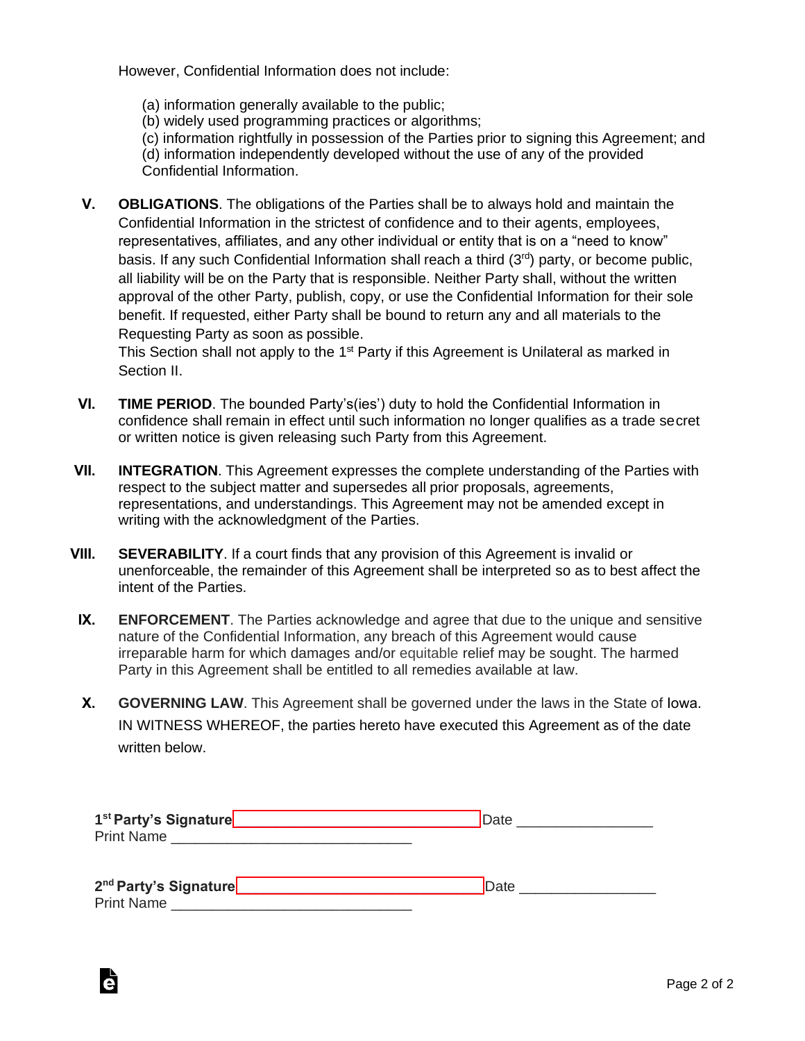However, Confidential Information does not include:

(a) information generally available to the public;
(b) widely used programming practices or algorithms;
(c) information rightfully in possession of the Parties prior to signing this Agreement; and
(d) information independently developed without the use of any of the provided Confidential Information.

**V. OBLIGATIONS**. The obligations of the Parties shall be to always hold and maintain the Confidential Information in the strictest of confidence and to their agents, employees, representatives, affiliates, and any other individual or entity that is on a "need to know" basis. If any such Confidential Information shall reach a third (3rd) party, or become public, all liability will be on the Party that is responsible. Neither Party shall, without the written approval of the other Party, publish, copy, or use the Confidential Information for their sole benefit. If requested, either Party shall be bound to return any and all materials to the Requesting Party as soon as possible.
This Section shall not apply to the 1st Party if this Agreement is Unilateral as marked in Section II.

**VI. TIME PERIOD**. The bounded Party's(ies') duty to hold the Confidential Information in confidence shall remain in effect until such information no longer qualifies as a trade secret or written notice is given releasing such Party from this Agreement.

**VII. INTEGRATION**. This Agreement expresses the complete understanding of the Parties with respect to the subject matter and supersedes all prior proposals, agreements, representations, and understandings. This Agreement may not be amended except in writing with the acknowledgment of the Parties.

**VIII. SEVERABILITY**. If a court finds that any provision of this Agreement is invalid or unenforceable, the remainder of this Agreement shall be interpreted so as to best affect the intent of the Parties.

**IX. ENFORCEMENT**. The Parties acknowledge and agree that due to the unique and sensitive nature of the Confidential Information, any breach of this Agreement would cause irreparable harm for which damages and/or equitable relief may be sought. The harmed Party in this Agreement shall be entitled to all remedies available at law.

**X. GOVERNING LAW**. This Agreement shall be governed under the laws in the State of Iowa.
IN WITNESS WHEREOF, the parties hereto have executed this Agreement as of the date written below.

**1st Party's Signature** ______________________________ Date ________________
Print Name ______________________________

**2nd Party's Signature** ______________________________ Date ________________
Print Name ______________________________